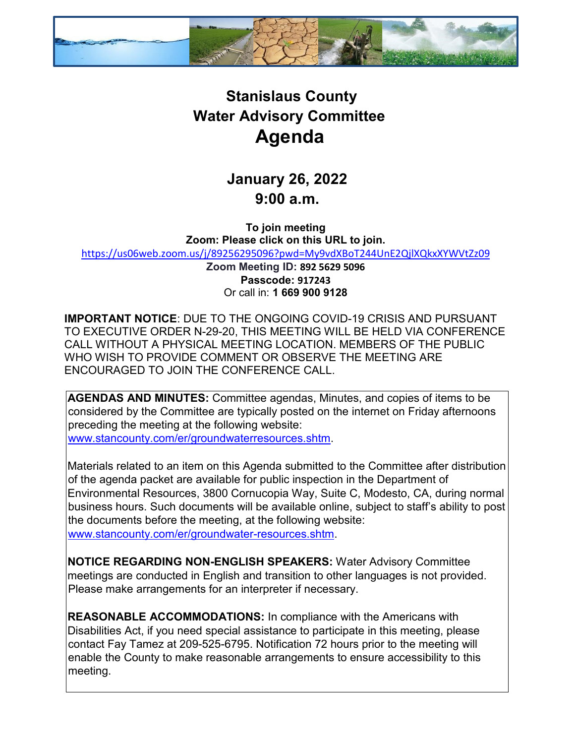# Stanislaus County
# Water Advisory Committee
# Agenda

## January 26, 2022
## 9:00 a.m.

**To join meeting**
**Zoom: Please click on this URL to join.**
https://us06web.zoom.us/j/89256295096?pwd=My9vdXBoT244UnE2QjlXQkxXYWVtZz09
**Zoom Meeting ID: 892 5629 5096**
**Passcode: 917243**
Or call in: **1 669 900 9128**

**IMPORTANT NOTICE**: DUE TO THE ONGOING COVID-19 CRISIS AND PURSUANT TO EXECUTIVE ORDER N-29-20, THIS MEETING WILL BE HELD VIA CONFERENCE CALL WITHOUT A PHYSICAL MEETING LOCATION. MEMBERS OF THE PUBLIC WHO WISH TO PROVIDE COMMENT OR OBSERVE THE MEETING ARE ENCOURAGED TO JOIN THE CONFERENCE CALL.

**AGENDAS AND MINUTES:** Committee agendas, Minutes, and copies of items to be considered by the Committee are typically posted on the internet on Friday afternoons preceding the meeting at the following website: www.stancounty.com/er/groundwaterresources.shtm.

Materials related to an item on this Agenda submitted to the Committee after distribution of the agenda packet are available for public inspection in the Department of Environmental Resources, 3800 Cornucopia Way, Suite C, Modesto, CA, during normal business hours. Such documents will be available online, subject to staff's ability to post the documents before the meeting, at the following website: www.stancounty.com/er/groundwater-resources.shtm.

**NOTICE REGARDING NON-ENGLISH SPEAKERS:** Water Advisory Committee meetings are conducted in English and transition to other languages is not provided. Please make arrangements for an interpreter if necessary.

**REASONABLE ACCOMMODATIONS:** In compliance with the Americans with Disabilities Act, if you need special assistance to participate in this meeting, please contact Fay Tamez at 209-525-6795. Notification 72 hours prior to the meeting will enable the County to make reasonable arrangements to ensure accessibility to this meeting.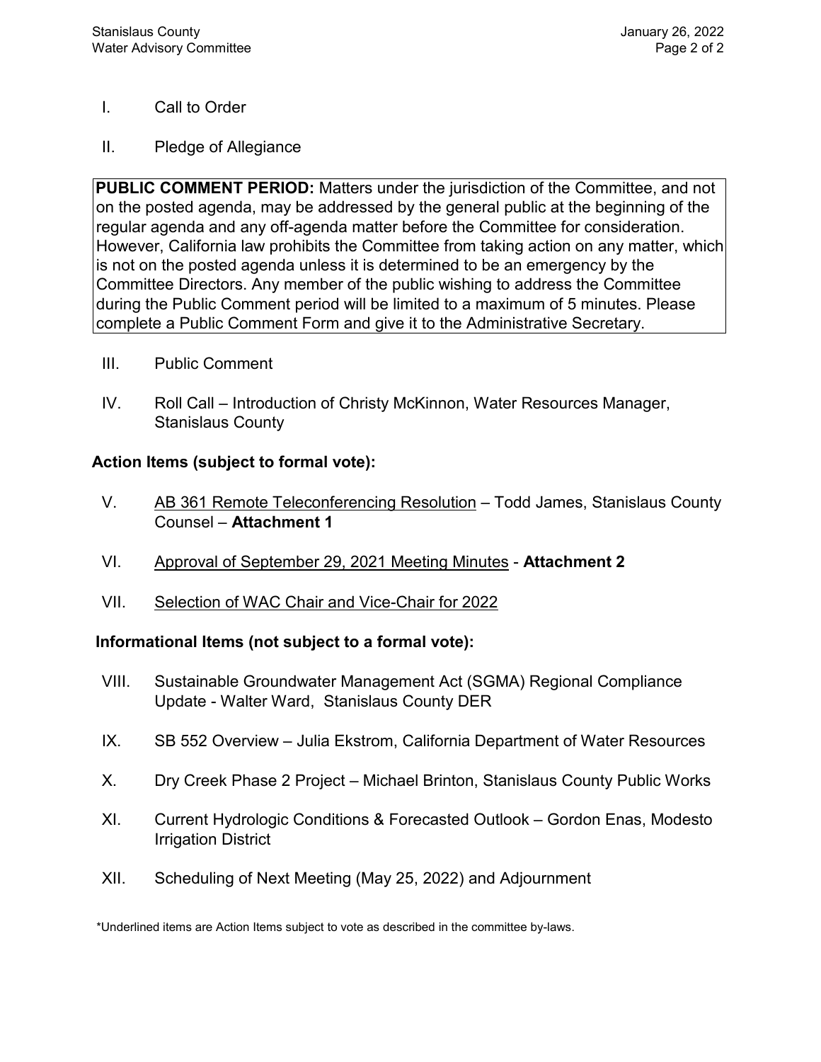I. Call to Order

II. Pledge of Allegiance

**PUBLIC COMMENT PERIOD:** Matters under the jurisdiction of the Committee, and not on the posted agenda, may be addressed by the general public at the beginning of the regular agenda and any off-agenda matter before the Committee for consideration. However, California law prohibits the Committee from taking action on any matter, which is not on the posted agenda unless it is determined to be an emergency by the Committee Directors. Any member of the public wishing to address the Committee during the Public Comment period will be limited to a maximum of 5 minutes. Please complete a Public Comment Form and give it to the Administrative Secretary.

III. Public Comment

IV. Roll Call – Introduction of Christy McKinnon, Water Resources Manager, Stanislaus County

**Action Items (subject to formal vote):**

V. <u>AB 361 Remote Teleconferencing Resolution</u> – Todd James, Stanislaus County Counsel – **Attachment 1**

VI. <u>Approval of September 29, 2021 Meeting Minutes</u> - **Attachment 2**

VII. <u>Selection of WAC Chair and Vice-Chair for 2022</u>

**Informational Items (not subject to a formal vote):**

VIII. Sustainable Groundwater Management Act (SGMA) Regional Compliance Update - Walter Ward, Stanislaus County DER

IX. SB 552 Overview – Julia Ekstrom, California Department of Water Resources

X. Dry Creek Phase 2 Project – Michael Brinton, Stanislaus County Public Works

XI. Current Hydrologic Conditions & Forecasted Outlook – Gordon Enas, Modesto Irrigation District

XII. Scheduling of Next Meeting (May 25, 2022) and Adjournment

*Underlined items are Action Items subject to vote as described in the committee by-laws.